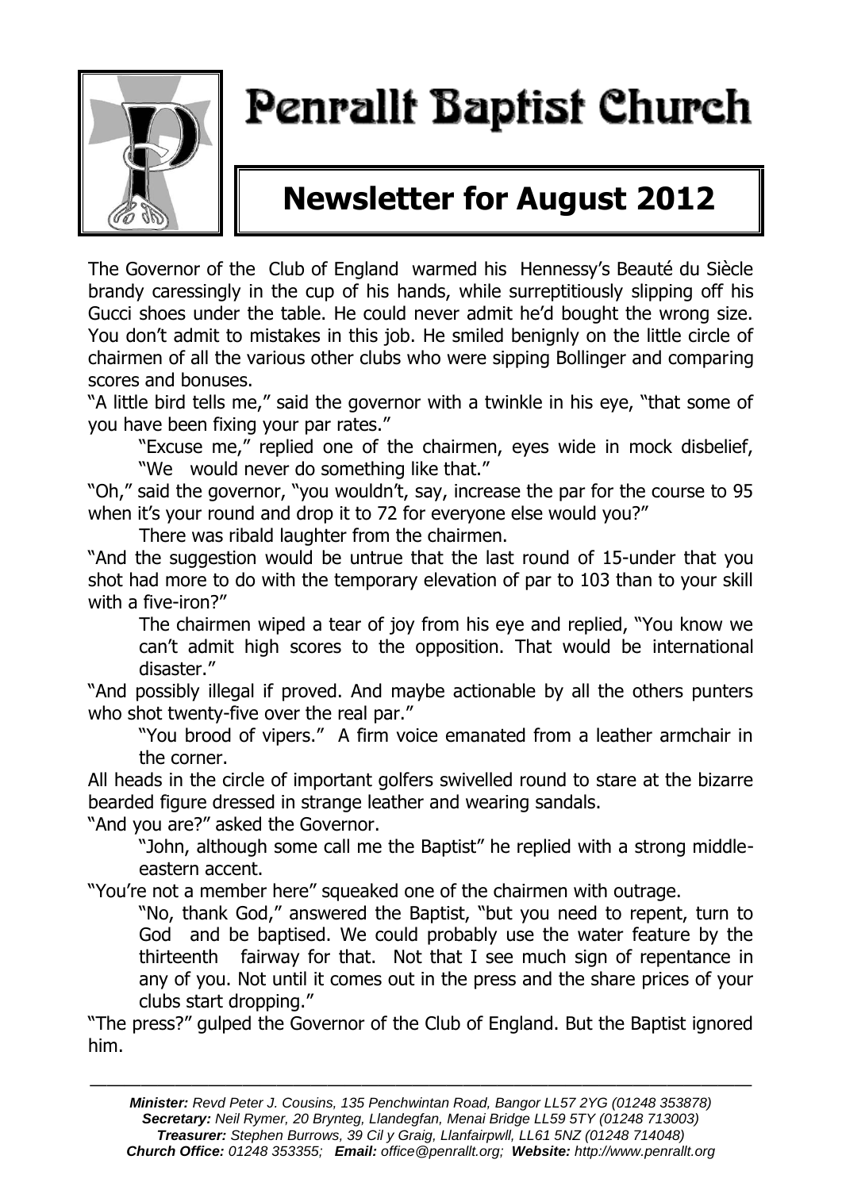# Penrallt Baptist Church

## Newsletter for August 2012

The Governor of the Club of England warmed his Hennessy's Beauté du Siècle brandy caressingly in the cup of his hands, while surreptitiously slipping off his Gucci shoes under the table. He could never admit he'd bought the wrong size. You don't admit to mistakes in this job. He smiled benignly on the little circle of chairmen of all the various other clubs who were sipping Bollinger and comparing scores and bonuses.

"A little bird tells me," said the governor with a twinkle in his eye, "that some of you have been fixing your par rates."

"Excuse me," replied one of the chairmen, eyes wide in mock disbelief, "We would never do something like that."

"Oh," said the governor, "you wouldn't, say, increase the par for the course to 95 when it's your round and drop it to 72 for everyone else would you?"

There was ribald laughter from the chairmen.

"And the suggestion would be untrue that the last round of 15-under that you shot had more to do with the temporary elevation of par to 103 than to your skill with a five-iron?"

The chairmen wiped a tear of joy from his eye and replied, "You know we can't admit high scores to the opposition. That would be international disaster."

"And possibly illegal if proved. And maybe actionable by all the others punters who shot twenty-five over the real par."

"You brood of vipers." A firm voice emanated from a leather armchair in the corner.

All heads in the circle of important golfers swivelled round to stare at the bizarre bearded figure dressed in strange leather and wearing sandals.

"And you are?" asked the Governor.

"John, although some call me the Baptist" he replied with a strong middle-eastern accent.

"You're not a member here" squeaked one of the chairmen with outrage.

"No, thank God," answered the Baptist, "but you need to repent, turn to God and be baptised. We could probably use the water feature by the thirteenth fairway for that. Not that I see much sign of repentance in any of you. Not until it comes out in the press and the share prices of your clubs start dropping."

"The press?" gulped the Governor of the Club of England. But the Baptist ignored him.

---

***Minister:*** *Revd Peter J. Cousins, 135 Penchwintan Road, Bangor LL57 2YG (01248 353878)*
***Secretary:*** *Neil Rymer, 20 Brynteg, Llandegfan, Menai Bridge LL59 5TY (01248 713003)*
***Treasurer:*** *Stephen Burrows, 39 Cil y Graig, Llanfairpwll, LL61 5NZ (01248 714048)*
***Church Office:*** *01248 353355;* ***Email:*** *office@penrallt.org;* ***Website:*** *http://www.penrallt.org*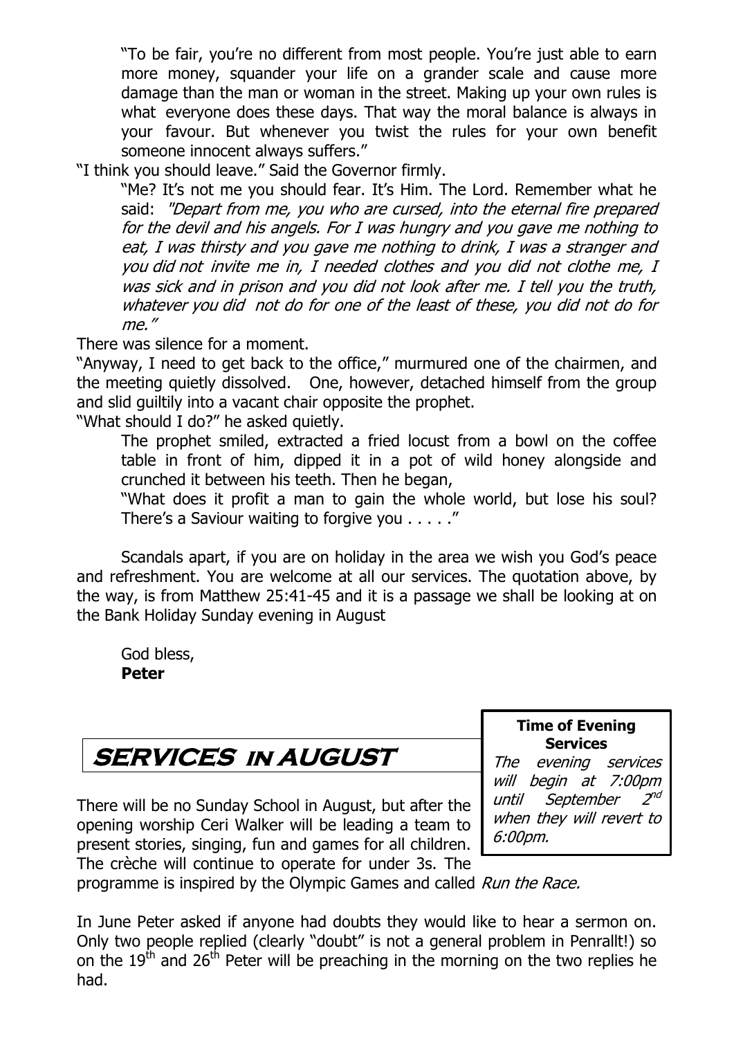"To be fair, you're no different from most people. You're just able to earn more money, squander your life on a grander scale and cause more damage than the man or woman in the street. Making up your own rules is what everyone does these days. That way the moral balance is always in your favour. But whenever you twist the rules for your own benefit someone innocent always suffers."

"I think you should leave." Said the Governor firmly.

"Me? It's not me you should fear. It's Him. The Lord. Remember what he said: *"Depart from me, you who are cursed, into the eternal fire prepared for the devil and his angels. For I was hungry and you gave me nothing to eat, I was thirsty and you gave me nothing to drink, I was a stranger and you did not invite me in, I needed clothes and you did not clothe me, I was sick and in prison and you did not look after me. I tell you the truth, whatever you did not do for one of the least of these, you did not do for me."*

There was silence for a moment.

"Anyway, I need to get back to the office," murmured one of the chairmen, and the meeting quietly dissolved. One, however, detached himself from the group and slid guiltily into a vacant chair opposite the prophet.

"What should I do?" he asked quietly.

The prophet smiled, extracted a fried locust from a bowl on the coffee table in front of him, dipped it in a pot of wild honey alongside and crunched it between his teeth. Then he began,

"What does it profit a man to gain the whole world, but lose his soul? There's a Saviour waiting to forgive you . . . . ."

Scandals apart, if you are on holiday in the area we wish you God's peace and refreshment. You are welcome at all our services. The quotation above, by the way, is from Matthew 25:41-45 and it is a passage we shall be looking at on the Bank Holiday Sunday evening in August

God bless,
**Peter**

# SERVICES IN AUGUST

**Time of Evening Services**

*The evening services will begin at 7:00pm until September 2nd when they will revert to 6:00pm.*

There will be no Sunday School in August, but after the opening worship Ceri Walker will be leading a team to present stories, singing, fun and games for all children. The crèche will continue to operate for under 3s. The programme is inspired by the Olympic Games and called *Run the Race.*

In June Peter asked if anyone had doubts they would like to hear a sermon on. Only two people replied (clearly "doubt" is not a general problem in Penrallt!) so on the 19th and 26th Peter will be preaching in the morning on the two replies he had.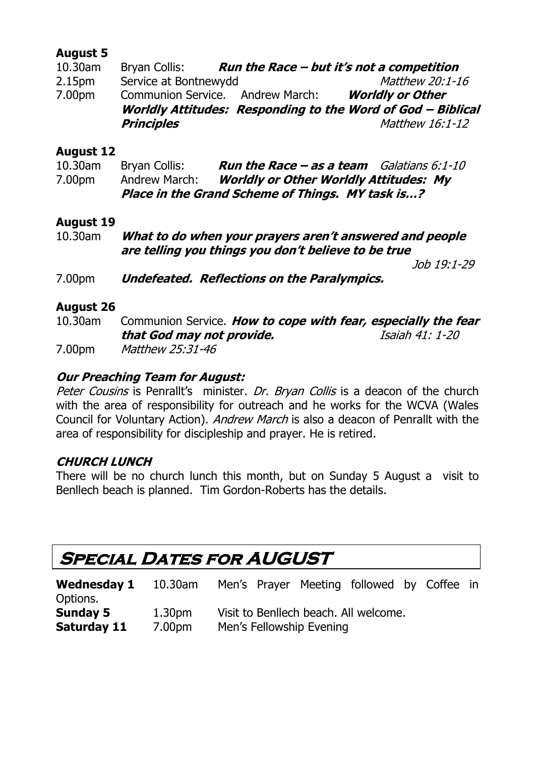**August 5**

10.30am Bryan Collis: ***Run the Race – but it's not a competition***

2.15pm Service at Bontnewydd *Matthew 20:1-16*

7.00pm Communion Service. Andrew March: ***Worldly or Other Worldly Attitudes: Responding to the Word of God – Biblical Principles*** *Matthew 16:1-12*

**August 12**

10.30am Bryan Collis: ***Run the Race – as a team*** *Galatians 6:1-10*

7.00pm Andrew March: ***Worldly or Other Worldly Attitudes: My Place in the Grand Scheme of Things. MY task is…?***

**August 19**

10.30am ***What to do when your prayers aren't answered and people are telling you things you don't believe to be true*** *Job 19:1-29*

7.00pm ***Undefeated. Reflections on the Paralympics.***

**August 26**

10.30am Communion Service. ***How to cope with fear, especially the fear that God may not provide.*** *Isaiah 41: 1-20*

7.00pm *Matthew 25:31-46*

### *Our Preaching Team for August:*

*Peter Cousins* is Penrallt's minister. *Dr. Bryan Collis* is a deacon of the church with the area of responsibility for outreach and he works for the WCVA (Wales Council for Voluntary Action). *Andrew March* is also a deacon of Penrallt with the area of responsibility for discipleship and prayer. He is retired.

### *CHURCH LUNCH*

There will be no church lunch this month, but on Sunday 5 August a visit to Benllech beach is planned. Tim Gordon-Roberts has the details.

## SPECIAL DATES FOR AUGUST

| | | |
|---|---|---|
| **Wednesday 1** | 10.30am | Men's Prayer Meeting followed by Coffee in Options. |
| **Sunday 5** | 1.30pm | Visit to Benllech beach. All welcome. |
| **Saturday 11** | 7.00pm | Men's Fellowship Evening |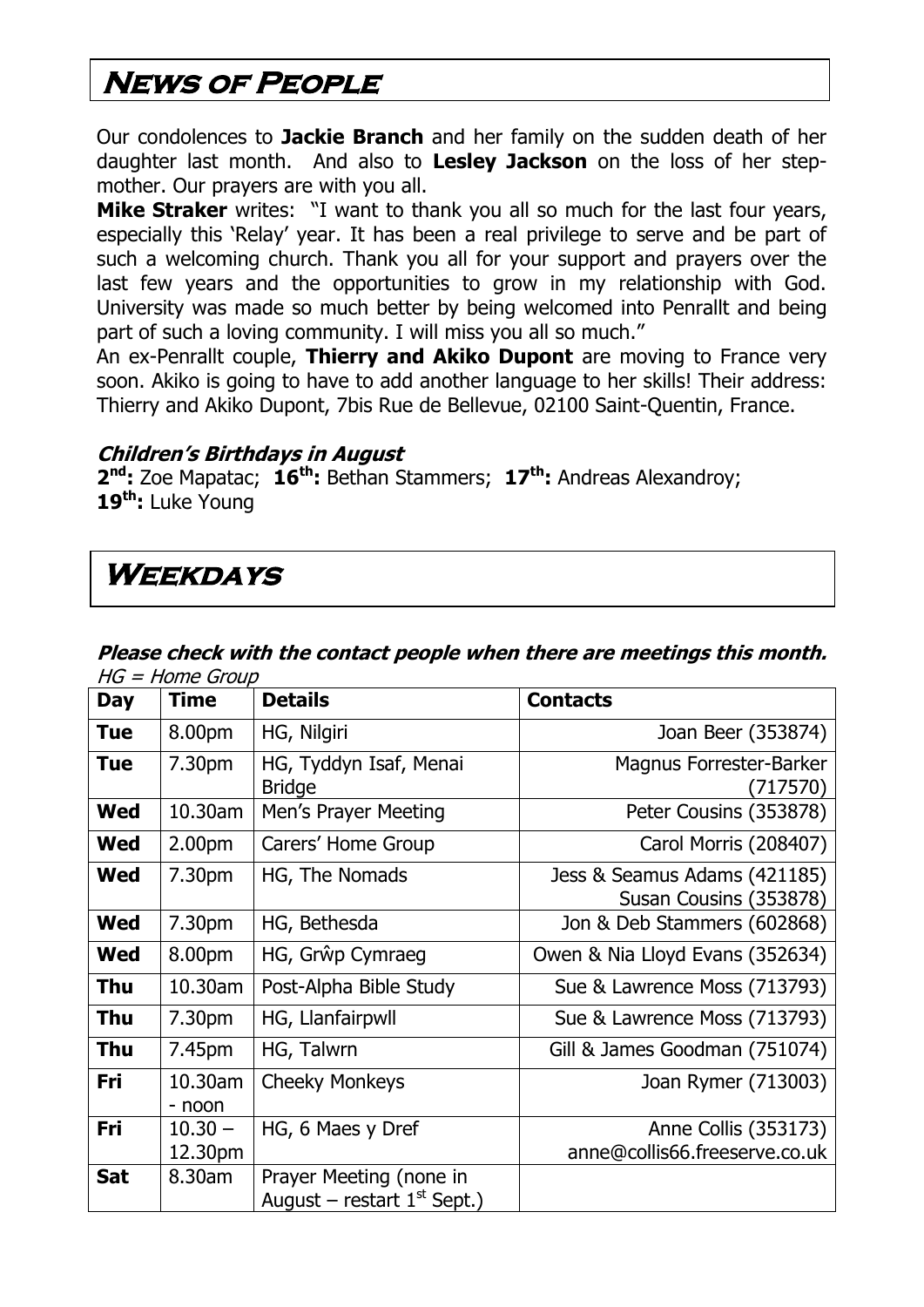# News of People

Our condolences to **Jackie Branch** and her family on the sudden death of her daughter last month. And also to **Lesley Jackson** on the loss of her step-mother. Our prayers are with you all.

**Mike Straker** writes: "I want to thank you all so much for the last four years, especially this 'Relay' year. It has been a real privilege to serve and be part of such a welcoming church. Thank you all for your support and prayers over the last few years and the opportunities to grow in my relationship with God. University was made so much better by being welcomed into Penrallt and being part of such a loving community. I will miss you all so much."

An ex-Penrallt couple, **Thierry and Akiko Dupont** are moving to France very soon. Akiko is going to have to add another language to her skills! Their address: Thierry and Akiko Dupont, 7bis Rue de Bellevue, 02100 Saint-Quentin, France.

### *Children's Birthdays in August*

**2nd:** Zoe Mapatac; **16th:** Bethan Stammers; **17th:** Andreas Alexandroy; **19th:** Luke Young

# Weekdays

***Please check with the contact people when there are meetings this month.***

*HG = Home Group*

| Day | Time | Details | Contacts |
|---|---|---|---|
| **Tue** | 8.00pm | HG, Nilgiri | Joan Beer (353874) |
| **Tue** | 7.30pm | HG, Tyddyn Isaf, Menai Bridge | Magnus Forrester-Barker (717570) |
| **Wed** | 10.30am | Men's Prayer Meeting | Peter Cousins (353878) |
| **Wed** | 2.00pm | Carers' Home Group | Carol Morris (208407) |
| **Wed** | 7.30pm | HG, The Nomads | Jess & Seamus Adams (421185) Susan Cousins (353878) |
| **Wed** | 7.30pm | HG, Bethesda | Jon & Deb Stammers (602868) |
| **Wed** | 8.00pm | HG, Grŵp Cymraeg | Owen & Nia Lloyd Evans (352634) |
| **Thu** | 10.30am | Post-Alpha Bible Study | Sue & Lawrence Moss (713793) |
| **Thu** | 7.30pm | HG, Llanfairpwll | Sue & Lawrence Moss (713793) |
| **Thu** | 7.45pm | HG, Talwrn | Gill & James Goodman (751074) |
| **Fri** | 10.30am - noon | Cheeky Monkeys | Joan Rymer (713003) |
| **Fri** | 10.30 – 12.30pm | HG, 6 Maes y Dref | Anne Collis (353173) anne@collis66.freeserve.co.uk |
| **Sat** | 8.30am | Prayer Meeting (none in August – restart 1st Sept.) | |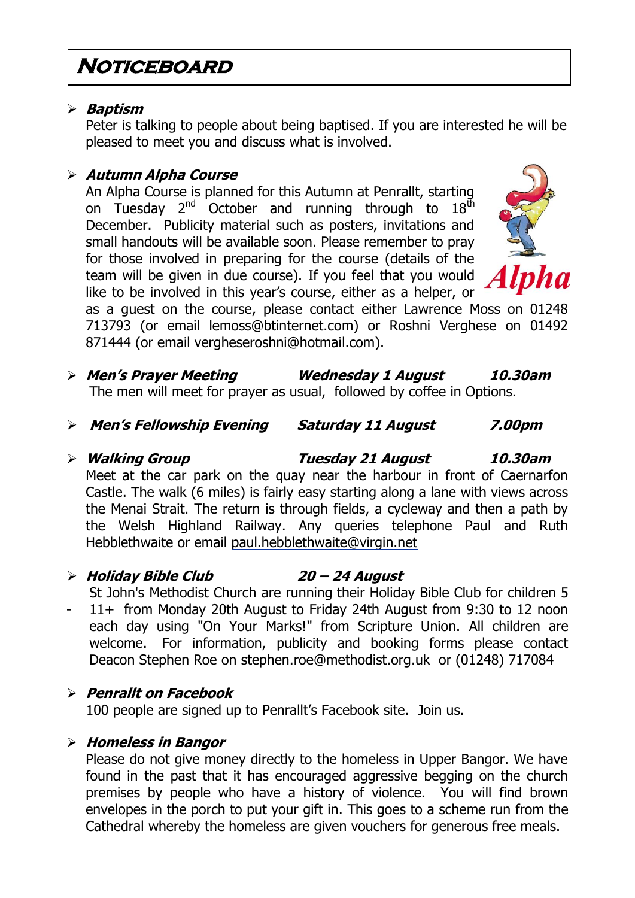# Noticeboard

- ***Baptism***

  Peter is talking to people about being baptised. If you are interested he will be pleased to meet you and discuss what is involved.

- ***Autumn Alpha Course***

  An Alpha Course is planned for this Autumn at Penrallt, starting on Tuesday 2nd October and running through to 18th December. Publicity material such as posters, invitations and small handouts will be available soon. Please remember to pray for those involved in preparing for the course (details of the team will be given in due course). If you feel that you would like to be involved in this year's course, either as a helper, or as a guest on the course, please contact either Lawrence Moss on 01248 713793 (or email lemoss@btinternet.com) or Roshni Verghese on 01492 871444 (or email vergheseroshni@hotmail.com).

- ***Men's Prayer Meeting*** ***Wednesday 1 August*** ***10.30am***

  The men will meet for prayer as usual, followed by coffee in Options.

- ***Men's Fellowship Evening*** ***Saturday 11 August*** ***7.00pm***

- ***Walking Group*** ***Tuesday 21 August*** ***10.30am***

  Meet at the car park on the quay near the harbour in front of Caernarfon Castle. The walk (6 miles) is fairly easy starting along a lane with views across the Menai Strait. The return is through fields, a cycleway and then a path by the Welsh Highland Railway. Any queries telephone Paul and Ruth Hebblethwaite or email paul.hebblethwaite@virgin.net

- ***Holiday Bible Club*** ***20 – 24 August***

  St John's Methodist Church are running their Holiday Bible Club for children 5 - 11+ from Monday 20th August to Friday 24th August from 9:30 to 12 noon each day using "On Your Marks!" from Scripture Union. All children are welcome. For information, publicity and booking forms please contact Deacon Stephen Roe on stephen.roe@methodist.org.uk or (01248) 717084

- ***Penrallt on Facebook***

  100 people are signed up to Penrallt's Facebook site. Join us.

- ***Homeless in Bangor***

  Please do not give money directly to the homeless in Upper Bangor. We have found in the past that it has encouraged aggressive begging on the church premises by people who have a history of violence. You will find brown envelopes in the porch to put your gift in. This goes to a scheme run from the Cathedral whereby the homeless are given vouchers for generous free meals.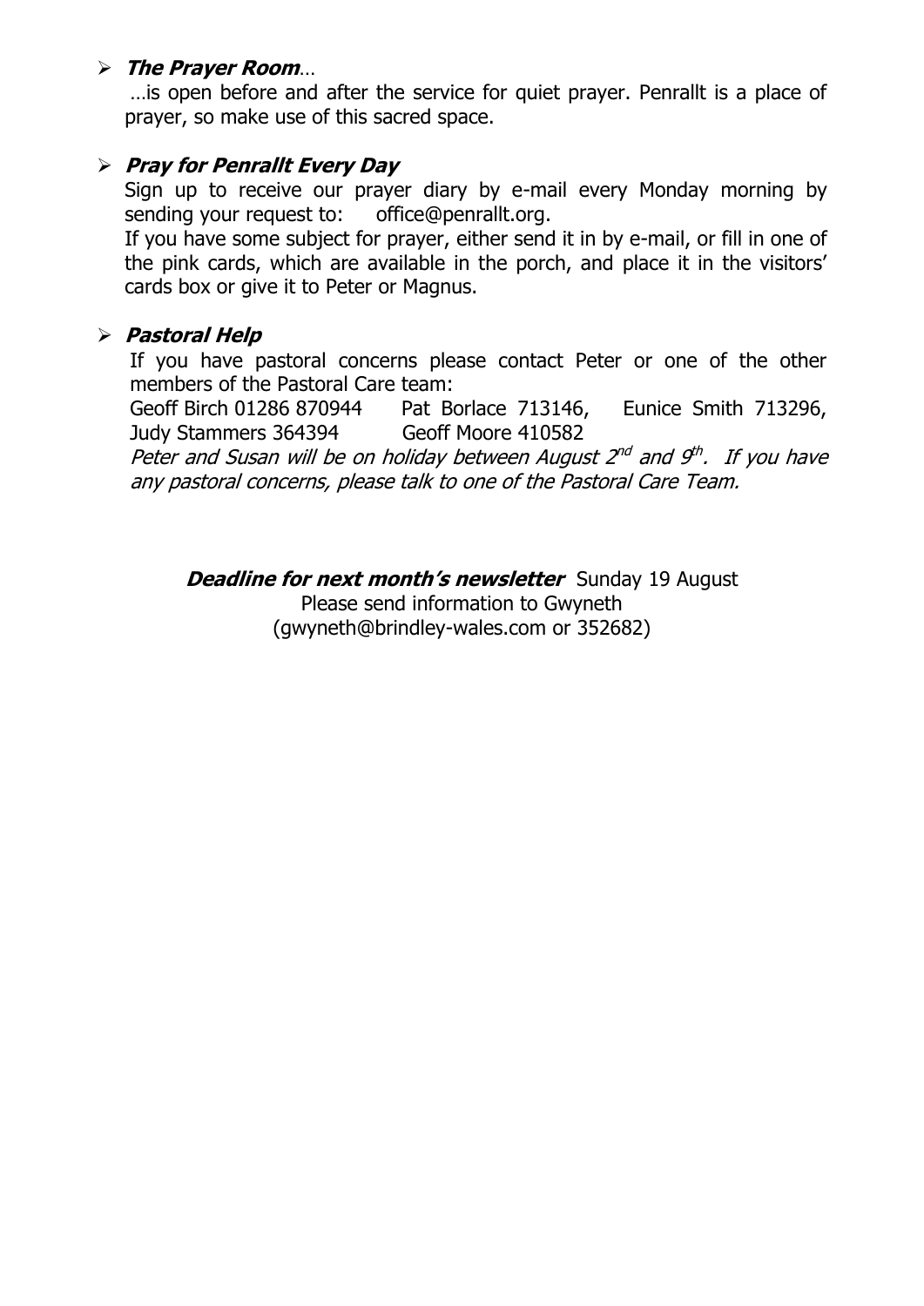- ***The Prayer Room…***

  …is open before and after the service for quiet prayer. Penrallt is a place of prayer, so make use of this sacred space.

- ***Pray for Penrallt Every Day***

  Sign up to receive our prayer diary by e-mail every Monday morning by sending your request to: office@penrallt.org.

  If you have some subject for prayer, either send it in by e-mail, or fill in one of the pink cards, which are available in the porch, and place it in the visitors' cards box or give it to Peter or Magnus.

- ***Pastoral Help***

  If you have pastoral concerns please contact Peter or one of the other members of the Pastoral Care team:

  Geoff Birch 01286 870944 Pat Borlace 713146, Eunice Smith 713296, Judy Stammers 364394 Geoff Moore 410582

  *Peter and Susan will be on holiday between August 2nd and 9th. If you have any pastoral concerns, please talk to one of the Pastoral Care Team.*

***Deadline for next month's newsletter*** Sunday 19 August
Please send information to Gwyneth
(gwyneth@brindley-wales.com or 352682)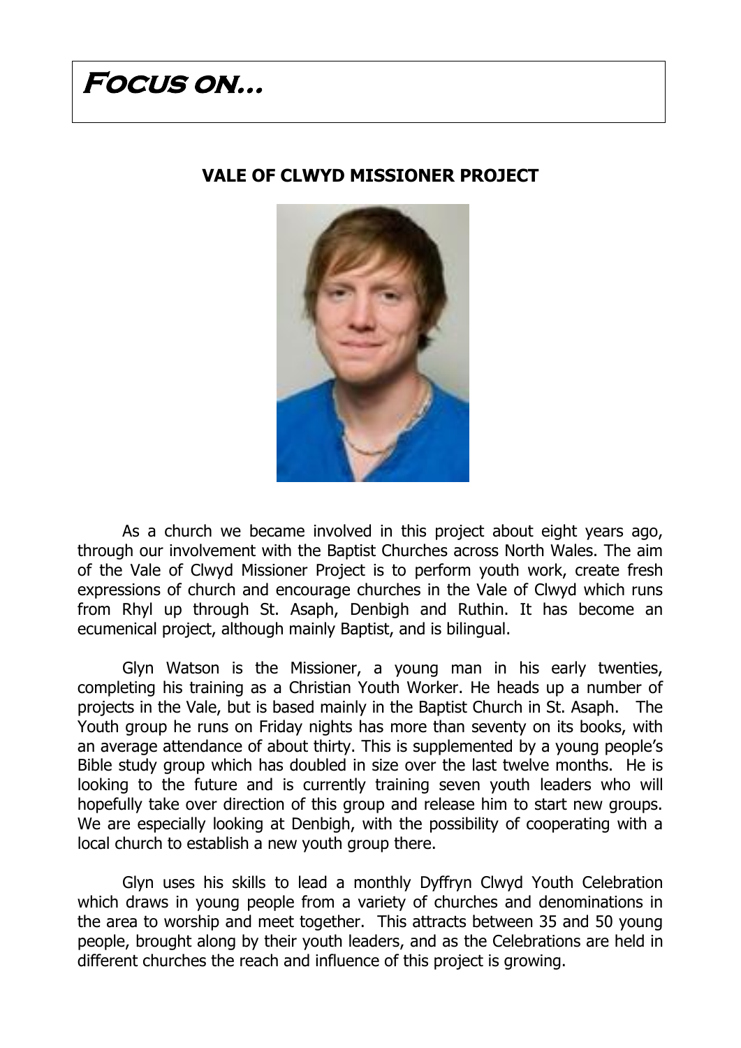# Focus on…

## VALE OF CLWYD MISSIONER PROJECT

As a church we became involved in this project about eight years ago, through our involvement with the Baptist Churches across North Wales. The aim of the Vale of Clwyd Missioner Project is to perform youth work, create fresh expressions of church and encourage churches in the Vale of Clwyd which runs from Rhyl up through St. Asaph, Denbigh and Ruthin. It has become an ecumenical project, although mainly Baptist, and is bilingual.

Glyn Watson is the Missioner, a young man in his early twenties, completing his training as a Christian Youth Worker. He heads up a number of projects in the Vale, but is based mainly in the Baptist Church in St. Asaph. The Youth group he runs on Friday nights has more than seventy on its books, with an average attendance of about thirty. This is supplemented by a young people's Bible study group which has doubled in size over the last twelve months. He is looking to the future and is currently training seven youth leaders who will hopefully take over direction of this group and release him to start new groups. We are especially looking at Denbigh, with the possibility of cooperating with a local church to establish a new youth group there.

Glyn uses his skills to lead a monthly Dyffryn Clwyd Youth Celebration which draws in young people from a variety of churches and denominations in the area to worship and meet together. This attracts between 35 and 50 young people, brought along by their youth leaders, and as the Celebrations are held in different churches the reach and influence of this project is growing.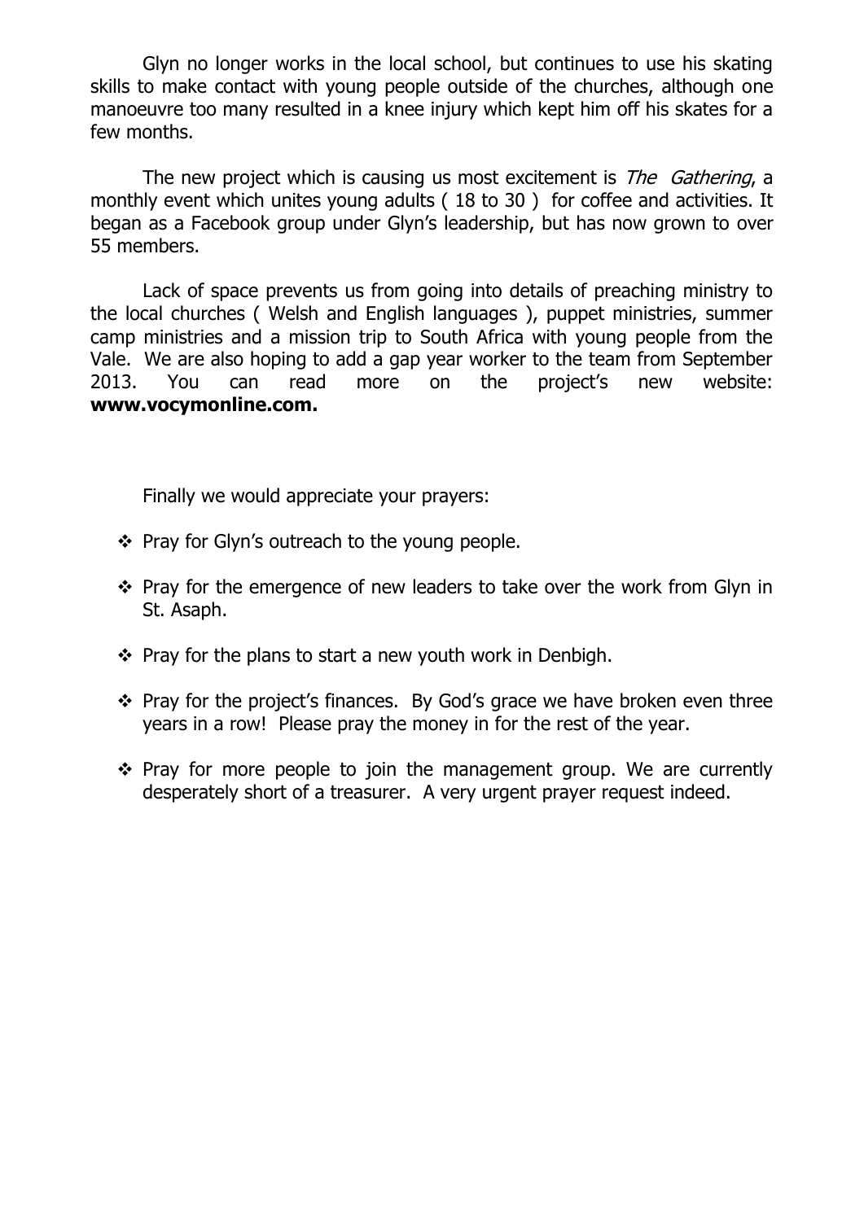Glyn no longer works in the local school, but continues to use his skating skills to make contact with young people outside of the churches, although one manoeuvre too many resulted in a knee injury which kept him off his skates for a few months.

The new project which is causing us most excitement is *The Gathering*, a monthly event which unites young adults ( 18 to 30 ) for coffee and activities. It began as a Facebook group under Glyn's leadership, but has now grown to over 55 members.

Lack of space prevents us from going into details of preaching ministry to the local churches ( Welsh and English languages ), puppet ministries, summer camp ministries and a mission trip to South Africa with young people from the Vale. We are also hoping to add a gap year worker to the team from September 2013. You can read more on the project's new website: **www.vocymonline.com.**

Finally we would appreciate your prayers:

- Pray for Glyn's outreach to the young people.
- Pray for the emergence of new leaders to take over the work from Glyn in St. Asaph.
- Pray for the plans to start a new youth work in Denbigh.
- Pray for the project's finances. By God's grace we have broken even three years in a row! Please pray the money in for the rest of the year.
- Pray for more people to join the management group. We are currently desperately short of a treasurer. A very urgent prayer request indeed.